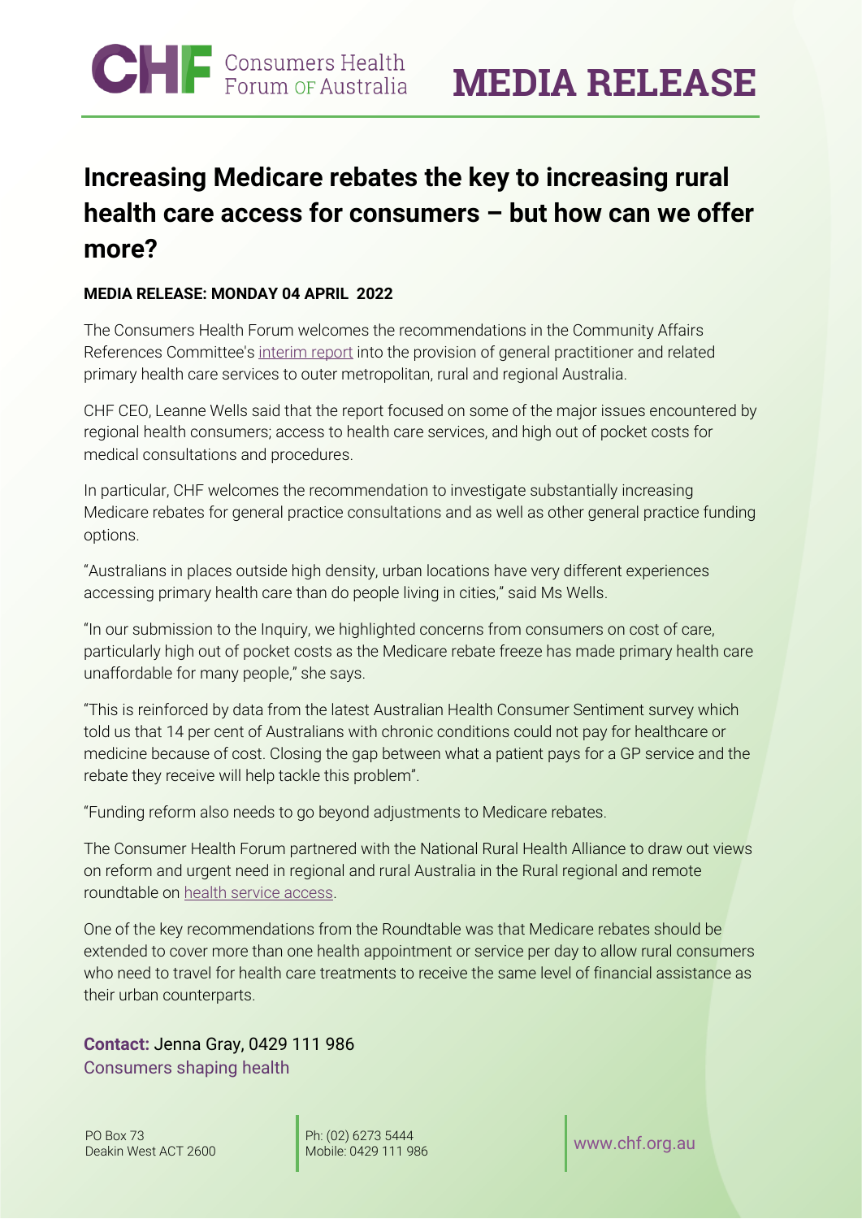CHF Consumers Health Forum OF Australia

**MEDIA RELEASE**

# Increasing Medicare rebates the key to increasing rural health care access for consumers – but how can we offer more?

**MEDIA RELEASE: MONDAY 04 APRIL 2022**

The Consumers Health Forum welcomes the recommendations in the Community Affairs References Committee's interim report into the provision of general practitioner and related primary health care services to outer metropolitan, rural and regional Australia.

CHF CEO, Leanne Wells said that the report focused on some of the major issues encountered by regional health consumers; access to health care services, and high out of pocket costs for medical consultations and procedures.

In particular, CHF welcomes the recommendation to investigate substantially increasing Medicare rebates for general practice consultations and as well as other general practice funding options.

"Australians in places outside high density, urban locations have very different experiences accessing primary health care than do people living in cities," said Ms Wells.

"In our submission to the Inquiry, we highlighted concerns from consumers on cost of care, particularly high out of pocket costs as the Medicare rebate freeze has made primary health care unaffordable for many people," she says.

"This is reinforced by data from the latest Australian Health Consumer Sentiment survey which told us that 14 per cent of Australians with chronic conditions could not pay for healthcare or medicine because of cost. Closing the gap between what a patient pays for a GP service and the rebate they receive will help tackle this problem".

"Funding reform also needs to go beyond adjustments to Medicare rebates.

The Consumer Health Forum partnered with the National Rural Health Alliance to draw out views on reform and urgent need in regional and rural Australia in the Rural regional and remote roundtable on health service access.

One of the key recommendations from the Roundtable was that Medicare rebates should be extended to cover more than one health appointment or service per day to allow rural consumers who need to travel for health care treatments to receive the same level of financial assistance as their urban counterparts.

**Contact:** Jenna Gray, 0429 111 986

Consumers shaping health

PO Box 73
Deakin West ACT 2600

Ph: (02) 6273 5444
Mobile: 0429 111 986

www.chf.org.au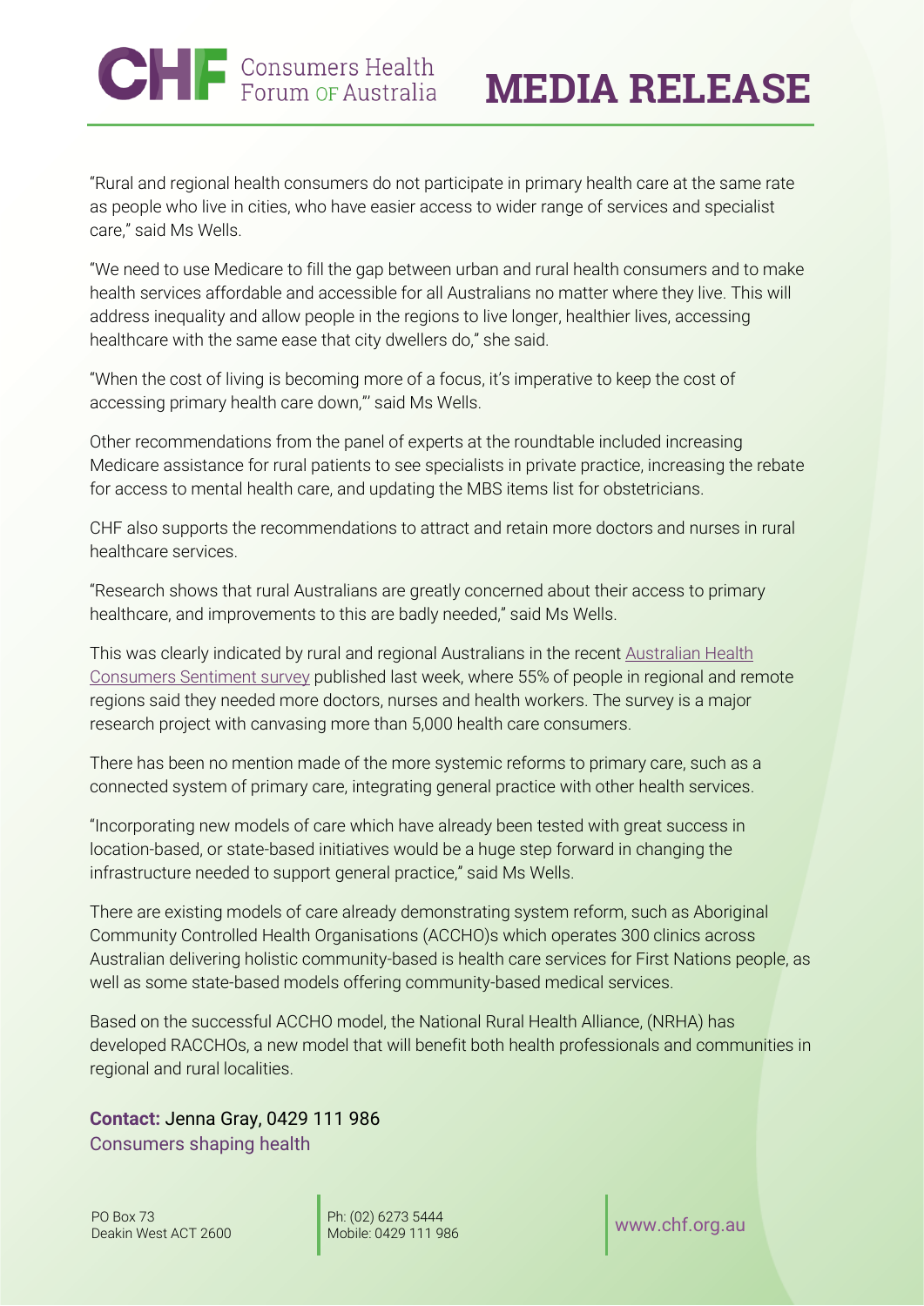"Rural and regional health consumers do not participate in primary health care at the same rate as people who live in cities, who have easier access to wider range of services and specialist care," said Ms Wells.

"We need to use Medicare to fill the gap between urban and rural health consumers and to make health services affordable and accessible for all Australians no matter where they live. This will address inequality and allow people in the regions to live longer, healthier lives, accessing healthcare with the same ease that city dwellers do," she said.

"When the cost of living is becoming more of a focus, it's imperative to keep the cost of accessing primary health care down,"' said Ms Wells.

Other recommendations from the panel of experts at the roundtable included increasing Medicare assistance for rural patients to see specialists in private practice, increasing the rebate for access to mental health care, and updating the MBS items list for obstetricians.

CHF also supports the recommendations to attract and retain more doctors and nurses in rural healthcare services.

"Research shows that rural Australians are greatly concerned about their access to primary healthcare, and improvements to this are badly needed," said Ms Wells.

This was clearly indicated by rural and regional Australians in the recent Australian Health Consumers Sentiment survey published last week, where 55% of people in regional and remote regions said they needed more doctors, nurses and health workers. The survey is a major research project with canvasing more than 5,000 health care consumers.

There has been no mention made of the more systemic reforms to primary care, such as a connected system of primary care, integrating general practice with other health services.

"Incorporating new models of care which have already been tested with great success in location-based, or state-based initiatives would be a huge step forward in changing the infrastructure needed to support general practice," said Ms Wells.

There are existing models of care already demonstrating system reform, such as Aboriginal Community Controlled Health Organisations (ACCHO)s which operates 300 clinics across Australian delivering holistic community-based is health care services for First Nations people, as well as some state-based models offering community-based medical services.

Based on the successful ACCHO model, the National Rural Health Alliance, (NRHA) has developed RACCHOs, a new model that will benefit both health professionals and communities in regional and rural localities.

**Contact:** Jenna Gray, 0429 111 986

Consumers shaping health

PO Box 73
Deakin West ACT 2600

Ph: (02) 6273 5444
Mobile: 0429 111 986

www.chf.org.au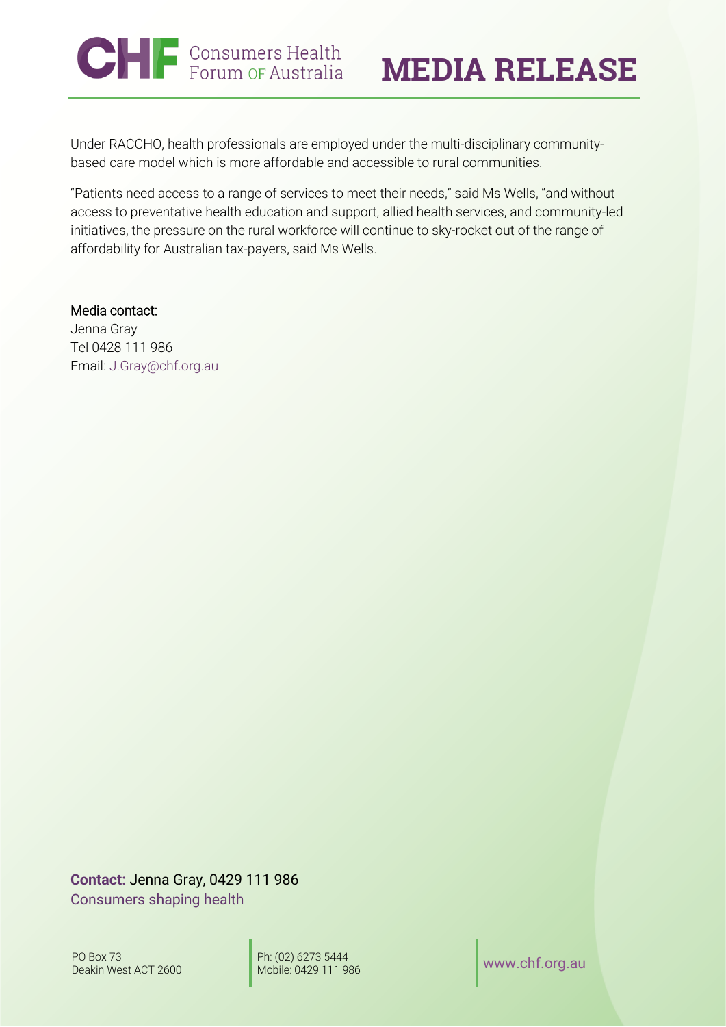Under RACCHO, health professionals are employed under the multi-disciplinary community-based care model which is more affordable and accessible to rural communities.

"Patients need access to a range of services to meet their needs," said Ms Wells, "and without access to preventative health education and support, allied health services, and community-led initiatives, the pressure on the rural workforce will continue to sky-rocket out of the range of affordability for Australian tax-payers, said Ms Wells.

Media contact:
Jenna Gray
Tel 0428 111 986
Email: J.Gray@chf.org.au